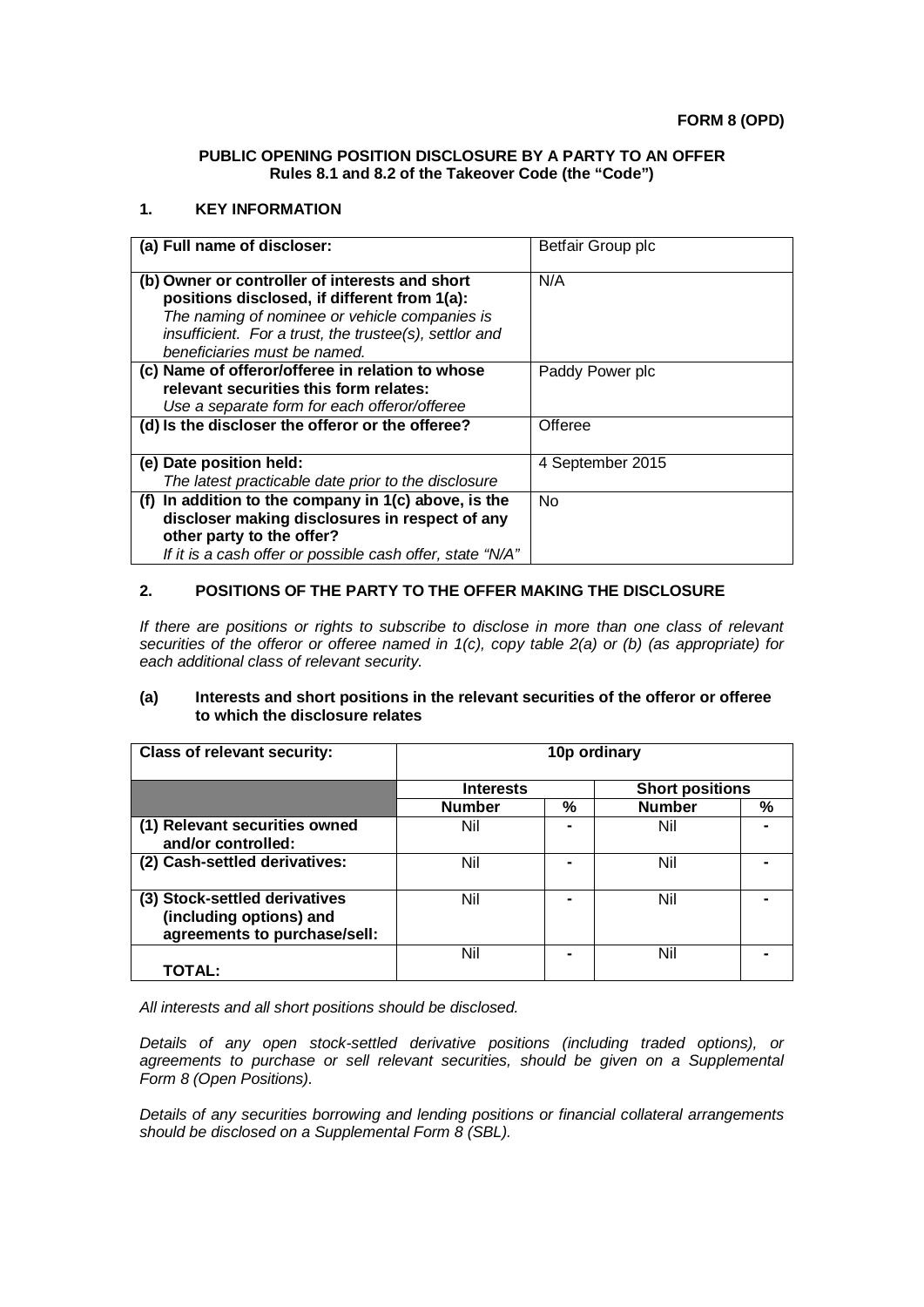**FORM 8 (OPD)**

**PUBLIC OPENING POSITION DISCLOSURE BY A PARTY TO AN OFFER**
**Rules 8.1 and 8.2 of the Takeover Code (the "Code")**

## 1. KEY INFORMATION

| | |
|---|---|
| **(a) Full name of discloser:** | Betfair Group plc |
| **(b) Owner or controller of interests and short positions disclosed, if different from 1(a):** *The naming of nominee or vehicle companies is insufficient. For a trust, the trustee(s), settlor and beneficiaries must be named.* | N/A |
| **(c) Name of offeror/offeree in relation to whose relevant securities this form relates:** *Use a separate form for each offeror/offeree* | Paddy Power plc |
| **(d) Is the discloser the offeror or the offeree?** | Offeree |
| **(e) Date position held:** *The latest practicable date prior to the disclosure* | 4 September 2015 |
| **(f) In addition to the company in 1(c) above, is the discloser making disclosures in respect of any other party to the offer?** *If it is a cash offer or possible cash offer, state "N/A"* | No |

## 2. POSITIONS OF THE PARTY TO THE OFFER MAKING THE DISCLOSURE

*If there are positions or rights to subscribe to disclose in more than one class of relevant securities of the offeror or offeree named in 1(c), copy table 2(a) or (b) (as appropriate) for each additional class of relevant security.*

### (a) Interests and short positions in the relevant securities of the offeror or offeree to which the disclosure relates

| **Class of relevant security:** | **10p ordinary** | | | |
|---|---|---|---|---|
| | **Interests** | | **Short positions** | |
| | **Number** | **%** | **Number** | **%** |
| **(1) Relevant securities owned and/or controlled:** | Nil | - | Nil | - |
| **(2) Cash-settled derivatives:** | Nil | - | Nil | - |
| **(3) Stock-settled derivatives (including options) and agreements to purchase/sell:** | Nil | - | Nil | - |
| **TOTAL:** | Nil | - | Nil | - |

*All interests and all short positions should be disclosed.*

*Details of any open stock-settled derivative positions (including traded options), or agreements to purchase or sell relevant securities, should be given on a Supplemental Form 8 (Open Positions).*

*Details of any securities borrowing and lending positions or financial collateral arrangements should be disclosed on a Supplemental Form 8 (SBL).*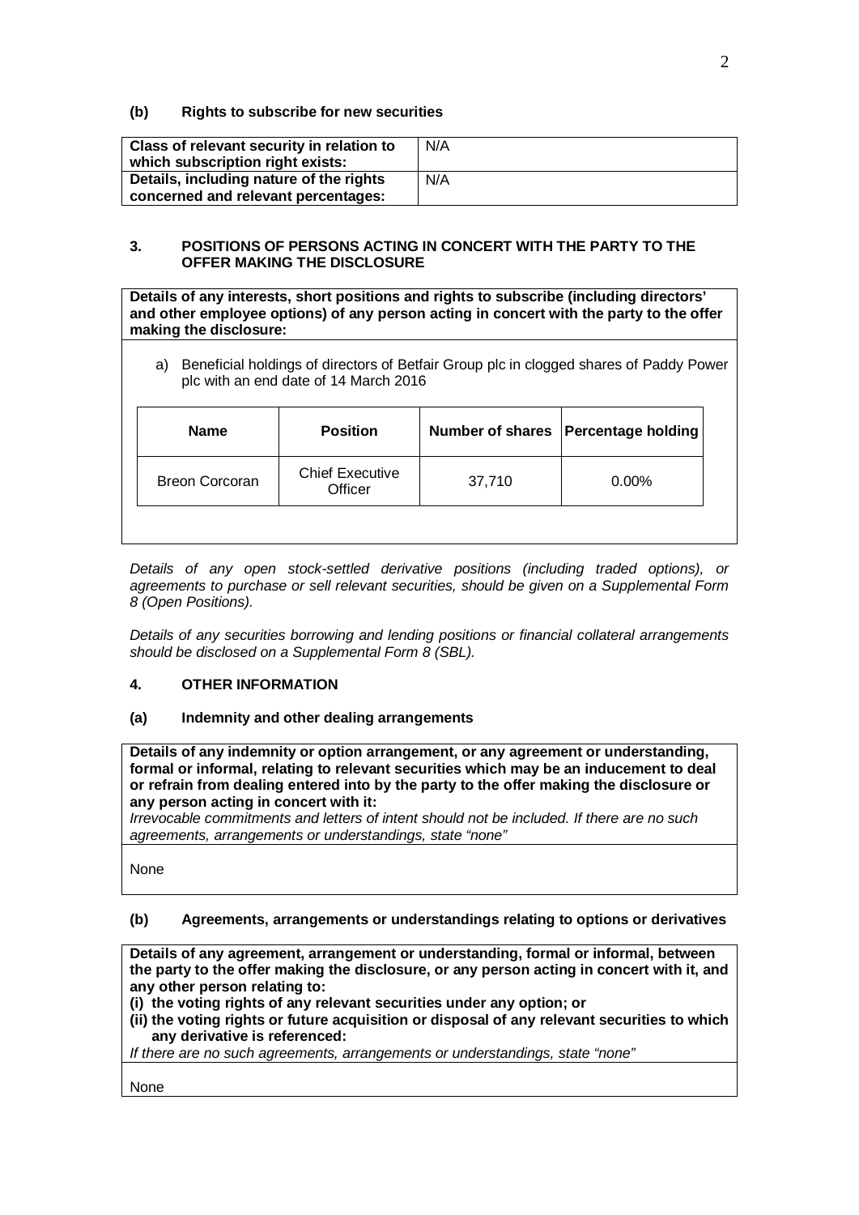### (b) Rights to subscribe for new securities

| | |
|---|---|
| **Class of relevant security in relation to which subscription right exists:** | N/A |
| **Details, including nature of the rights concerned and relevant percentages:** | N/A |

### 3. POSITIONS OF PERSONS ACTING IN CONCERT WITH THE PARTY TO THE OFFER MAKING THE DISCLOSURE

**Details of any interests, short positions and rights to subscribe (including directors' and other employee options) of any person acting in concert with the party to the offer making the disclosure:**

a) Beneficial holdings of directors of Betfair Group plc in clogged shares of Paddy Power plc with an end date of 14 March 2016

| Name | Position | Number of shares | Percentage holding |
|---|---|---|---|
| Breon Corcoran | Chief Executive Officer | 37,710 | 0.00% |

*Details of any open stock-settled derivative positions (including traded options), or agreements to purchase or sell relevant securities, should be given on a Supplemental Form 8 (Open Positions).*

*Details of any securities borrowing and lending positions or financial collateral arrangements should be disclosed on a Supplemental Form 8 (SBL).*

### 4. OTHER INFORMATION

### (a) Indemnity and other dealing arrangements

**Details of any indemnity or option arrangement, or any agreement or understanding, formal or informal, relating to relevant securities which may be an inducement to deal or refrain from dealing entered into by the party to the offer making the disclosure or any person acting in concert with it:**

*Irrevocable commitments and letters of intent should not be included. If there are no such agreements, arrangements or understandings, state "none"*

None

### (b) Agreements, arrangements or understandings relating to options or derivatives

**Details of any agreement, arrangement or understanding, formal or informal, between the party to the offer making the disclosure, or any person acting in concert with it, and any other person relating to:**

**(i) the voting rights of any relevant securities under any option; or**

**(ii) the voting rights or future acquisition or disposal of any relevant securities to which any derivative is referenced:**

*If there are no such agreements, arrangements or understandings, state "none"*

None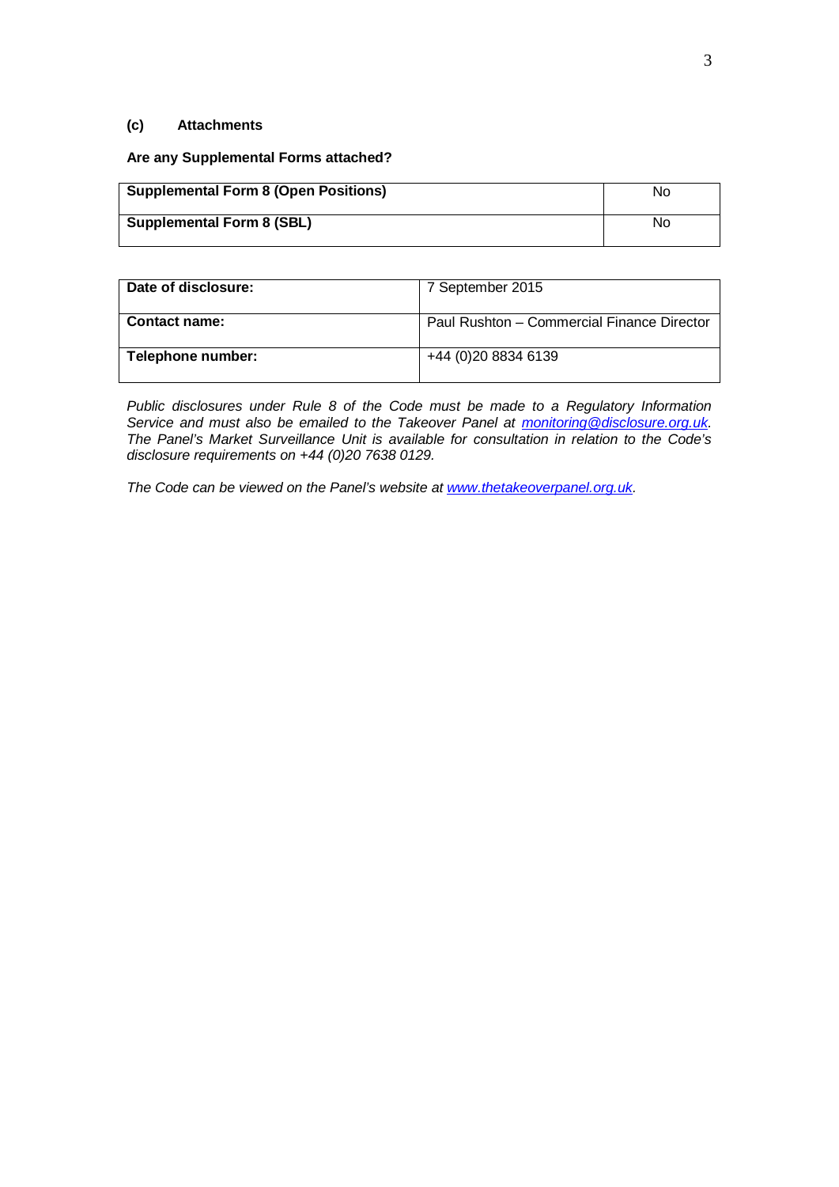**(c) Attachments**

**Are any Supplemental Forms attached?**

| | |
|---|---|
| **Supplemental Form 8 (Open Positions)** | No |
| **Supplemental Form 8 (SBL)** | No |

| | |
|---|---|
| **Date of disclosure:** | 7 September 2015 |
| **Contact name:** | Paul Rushton – Commercial Finance Director |
| **Telephone number:** | +44 (0)20 8834 6139 |

*Public disclosures under Rule 8 of the Code must be made to a Regulatory Information Service and must also be emailed to the Takeover Panel at monitoring@disclosure.org.uk. The Panel's Market Surveillance Unit is available for consultation in relation to the Code's disclosure requirements on +44 (0)20 7638 0129.*

*The Code can be viewed on the Panel's website at www.thetakeoverpanel.org.uk.*